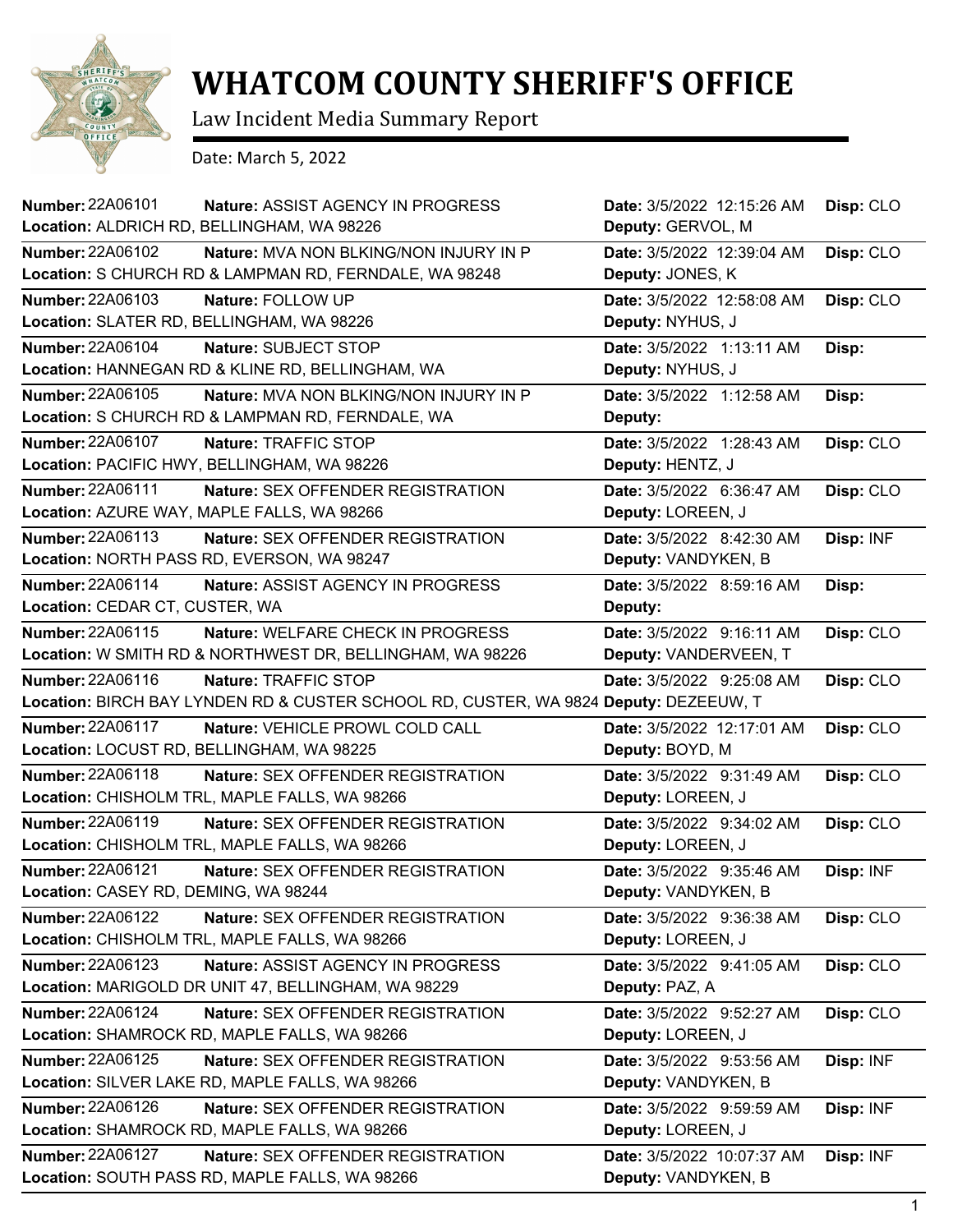# WHATCOM COUNTY SHERIFF'S OFFICE

Law Incident Media Summary Report

Date: March 5, 2022

| Number | Nature | Location | Date | Deputy | Disp |
|---|---|---|---|---|---|
| 22A06101 | ASSIST AGENCY IN PROGRESS | ALDRICH RD, BELLINGHAM, WA 98226 | 3/5/2022 12:15:26 AM | GERVOL, M | CLO |
| 22A06102 | MVA NON BLKING/NON INJURY IN P | S CHURCH RD & LAMPMAN RD, FERNDALE, WA 98248 | 3/5/2022 12:39:04 AM | JONES, K | CLO |
| 22A06103 | FOLLOW UP | SLATER RD, BELLINGHAM, WA 98226 | 3/5/2022 12:58:08 AM | NYHUS, J | CLO |
| 22A06104 | SUBJECT STOP | HANNEGAN RD & KLINE RD, BELLINGHAM, WA | 3/5/2022 1:13:11 AM | NYHUS, J | |
| 22A06105 | MVA NON BLKING/NON INJURY IN P | S CHURCH RD & LAMPMAN RD, FERNDALE, WA | 3/5/2022 1:12:58 AM | | |
| 22A06107 | TRAFFIC STOP | PACIFIC HWY, BELLINGHAM, WA 98226 | 3/5/2022 1:28:43 AM | HENTZ, J | CLO |
| 22A06111 | SEX OFFENDER REGISTRATION | AZURE WAY, MAPLE FALLS, WA 98266 | 3/5/2022 6:36:47 AM | LOREEN, J | CLO |
| 22A06113 | SEX OFFENDER REGISTRATION | NORTH PASS RD, EVERSON, WA 98247 | 3/5/2022 8:42:30 AM | VANDYKEN, B | INF |
| 22A06114 | ASSIST AGENCY IN PROGRESS | CEDAR CT, CUSTER, WA | 3/5/2022 8:59:16 AM | | |
| 22A06115 | WELFARE CHECK IN PROGRESS | W SMITH RD & NORTHWEST DR, BELLINGHAM, WA 98226 | 3/5/2022 9:16:11 AM | VANDERVEEN, T | CLO |
| 22A06116 | TRAFFIC STOP | BIRCH BAY LYNDEN RD & CUSTER SCHOOL RD, CUSTER, WA 9824 | 3/5/2022 9:25:08 AM | DEZEEUW, T | CLO |
| 22A06117 | VEHICLE PROWL COLD CALL | LOCUST RD, BELLINGHAM, WA 98225 | 3/5/2022 12:17:01 AM | BOYD, M | CLO |
| 22A06118 | SEX OFFENDER REGISTRATION | CHISHOLM TRL, MAPLE FALLS, WA 98266 | 3/5/2022 9:31:49 AM | LOREEN, J | CLO |
| 22A06119 | SEX OFFENDER REGISTRATION | CHISHOLM TRL, MAPLE FALLS, WA 98266 | 3/5/2022 9:34:02 AM | LOREEN, J | CLO |
| 22A06121 | SEX OFFENDER REGISTRATION | CASEY RD, DEMING, WA 98244 | 3/5/2022 9:35:46 AM | VANDYKEN, B | INF |
| 22A06122 | SEX OFFENDER REGISTRATION | CHISHOLM TRL, MAPLE FALLS, WA 98266 | 3/5/2022 9:36:38 AM | LOREEN, J | CLO |
| 22A06123 | ASSIST AGENCY IN PROGRESS | MARIGOLD DR UNIT 47, BELLINGHAM, WA 98229 | 3/5/2022 9:41:05 AM | PAZ, A | CLO |
| 22A06124 | SEX OFFENDER REGISTRATION | SHAMROCK RD, MAPLE FALLS, WA 98266 | 3/5/2022 9:52:27 AM | LOREEN, J | CLO |
| 22A06125 | SEX OFFENDER REGISTRATION | SILVER LAKE RD, MAPLE FALLS, WA 98266 | 3/5/2022 9:53:56 AM | VANDYKEN, B | INF |
| 22A06126 | SEX OFFENDER REGISTRATION | SHAMROCK RD, MAPLE FALLS, WA 98266 | 3/5/2022 9:59:59 AM | LOREEN, J | INF |
| 22A06127 | SEX OFFENDER REGISTRATION | SOUTH PASS RD, MAPLE FALLS, WA 98266 | 3/5/2022 10:07:37 AM | VANDYKEN, B | INF |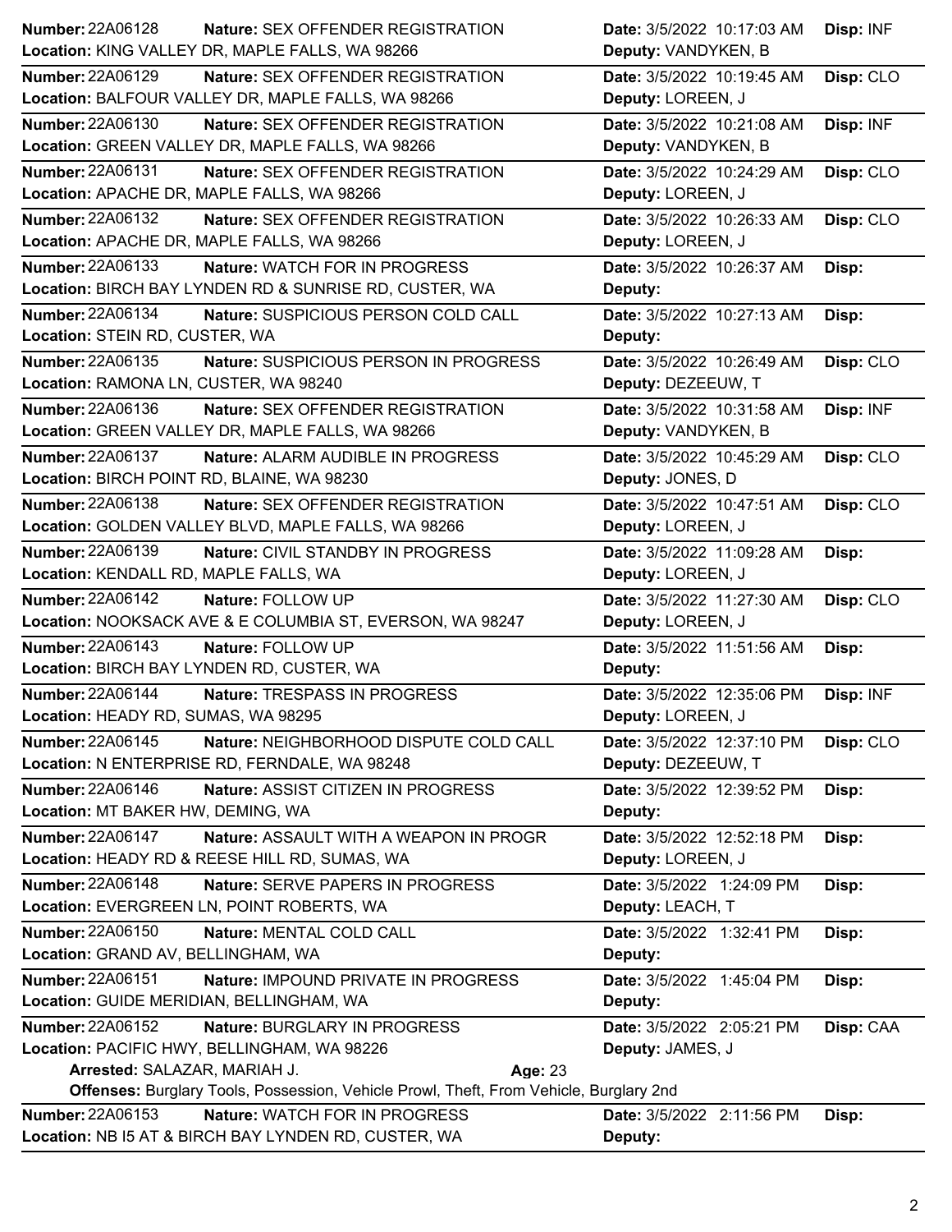**Number:** 22A06128 **Nature:** SEX OFFENDER REGISTRATION **Date:** 3/5/2022 10:17:03 AM **Disp:** INF
**Location:** KING VALLEY DR, MAPLE FALLS, WA 98266 **Deputy:** VANDYKEN, B

---

**Number:** 22A06129 **Nature:** SEX OFFENDER REGISTRATION **Date:** 3/5/2022 10:19:45 AM **Disp:** CLO
**Location:** BALFOUR VALLEY DR, MAPLE FALLS, WA 98266 **Deputy:** LOREEN, J

---

**Number:** 22A06130 **Nature:** SEX OFFENDER REGISTRATION **Date:** 3/5/2022 10:21:08 AM **Disp:** INF
**Location:** GREEN VALLEY DR, MAPLE FALLS, WA 98266 **Deputy:** VANDYKEN, B

---

**Number:** 22A06131 **Nature:** SEX OFFENDER REGISTRATION **Date:** 3/5/2022 10:24:29 AM **Disp:** CLO
**Location:** APACHE DR, MAPLE FALLS, WA 98266 **Deputy:** LOREEN, J

---

**Number:** 22A06132 **Nature:** SEX OFFENDER REGISTRATION **Date:** 3/5/2022 10:26:33 AM **Disp:** CLO
**Location:** APACHE DR, MAPLE FALLS, WA 98266 **Deputy:** LOREEN, J

---

**Number:** 22A06133 **Nature:** WATCH FOR IN PROGRESS **Date:** 3/5/2022 10:26:37 AM **Disp:**
**Location:** BIRCH BAY LYNDEN RD & SUNRISE RD, CUSTER, WA **Deputy:**

---

**Number:** 22A06134 **Nature:** SUSPICIOUS PERSON COLD CALL **Date:** 3/5/2022 10:27:13 AM **Disp:**
**Location:** STEIN RD, CUSTER, WA **Deputy:**

---

**Number:** 22A06135 **Nature:** SUSPICIOUS PERSON IN PROGRESS **Date:** 3/5/2022 10:26:49 AM **Disp:** CLO
**Location:** RAMONA LN, CUSTER, WA 98240 **Deputy:** DEZEEUW, T

---

**Number:** 22A06136 **Nature:** SEX OFFENDER REGISTRATION **Date:** 3/5/2022 10:31:58 AM **Disp:** INF
**Location:** GREEN VALLEY DR, MAPLE FALLS, WA 98266 **Deputy:** VANDYKEN, B

---

**Number:** 22A06137 **Nature:** ALARM AUDIBLE IN PROGRESS **Date:** 3/5/2022 10:45:29 AM **Disp:** CLO
**Location:** BIRCH POINT RD, BLAINE, WA 98230 **Deputy:** JONES, D

---

**Number:** 22A06138 **Nature:** SEX OFFENDER REGISTRATION **Date:** 3/5/2022 10:47:51 AM **Disp:** CLO
**Location:** GOLDEN VALLEY BLVD, MAPLE FALLS, WA 98266 **Deputy:** LOREEN, J

---

**Number:** 22A06139 **Nature:** CIVIL STANDBY IN PROGRESS **Date:** 3/5/2022 11:09:28 AM **Disp:**
**Location:** KENDALL RD, MAPLE FALLS, WA **Deputy:** LOREEN, J

---

**Number:** 22A06142 **Nature:** FOLLOW UP **Date:** 3/5/2022 11:27:30 AM **Disp:** CLO
**Location:** NOOKSACK AVE & E COLUMBIA ST, EVERSON, WA 98247 **Deputy:** LOREEN, J

---

**Number:** 22A06143 **Nature:** FOLLOW UP **Date:** 3/5/2022 11:51:56 AM **Disp:**
**Location:** BIRCH BAY LYNDEN RD, CUSTER, WA **Deputy:**

---

**Number:** 22A06144 **Nature:** TRESPASS IN PROGRESS **Date:** 3/5/2022 12:35:06 PM **Disp:** INF
**Location:** HEADY RD, SUMAS, WA 98295 **Deputy:** LOREEN, J

---

**Number:** 22A06145 **Nature:** NEIGHBORHOOD DISPUTE COLD CALL **Date:** 3/5/2022 12:37:10 PM **Disp:** CLO
**Location:** N ENTERPRISE RD, FERNDALE, WA 98248 **Deputy:** DEZEEUW, T

---

**Number:** 22A06146 **Nature:** ASSIST CITIZEN IN PROGRESS **Date:** 3/5/2022 12:39:52 PM **Disp:**
**Location:** MT BAKER HW, DEMING, WA **Deputy:**

---

**Number:** 22A06147 **Nature:** ASSAULT WITH A WEAPON IN PROGR **Date:** 3/5/2022 12:52:18 PM **Disp:**
**Location:** HEADY RD & REESE HILL RD, SUMAS, WA **Deputy:** LOREEN, J

---

**Number:** 22A06148 **Nature:** SERVE PAPERS IN PROGRESS **Date:** 3/5/2022 1:24:09 PM **Disp:**
**Location:** EVERGREEN LN, POINT ROBERTS, WA **Deputy:** LEACH, T

---

**Number:** 22A06150 **Nature:** MENTAL COLD CALL **Date:** 3/5/2022 1:32:41 PM **Disp:**
**Location:** GRAND AV, BELLINGHAM, WA **Deputy:**

---

**Number:** 22A06151 **Nature:** IMPOUND PRIVATE IN PROGRESS **Date:** 3/5/2022 1:45:04 PM **Disp:**
**Location:** GUIDE MERIDIAN, BELLINGHAM, WA **Deputy:**

---

**Number:** 22A06152 **Nature:** BURGLARY IN PROGRESS **Date:** 3/5/2022 2:05:21 PM **Disp:** CAA
**Location:** PACIFIC HWY, BELLINGHAM, WA 98226 **Deputy:** JAMES, J
**Arrested:** SALAZAR, MARIAH J. **Age:** 23
**Offenses:** Burglary Tools, Possession, Vehicle Prowl, Theft, From Vehicle, Burglary 2nd

---

**Number:** 22A06153 **Nature:** WATCH FOR IN PROGRESS **Date:** 3/5/2022 2:11:56 PM **Disp:**
**Location:** NB I5 AT & BIRCH BAY LYNDEN RD, CUSTER, WA **Deputy:**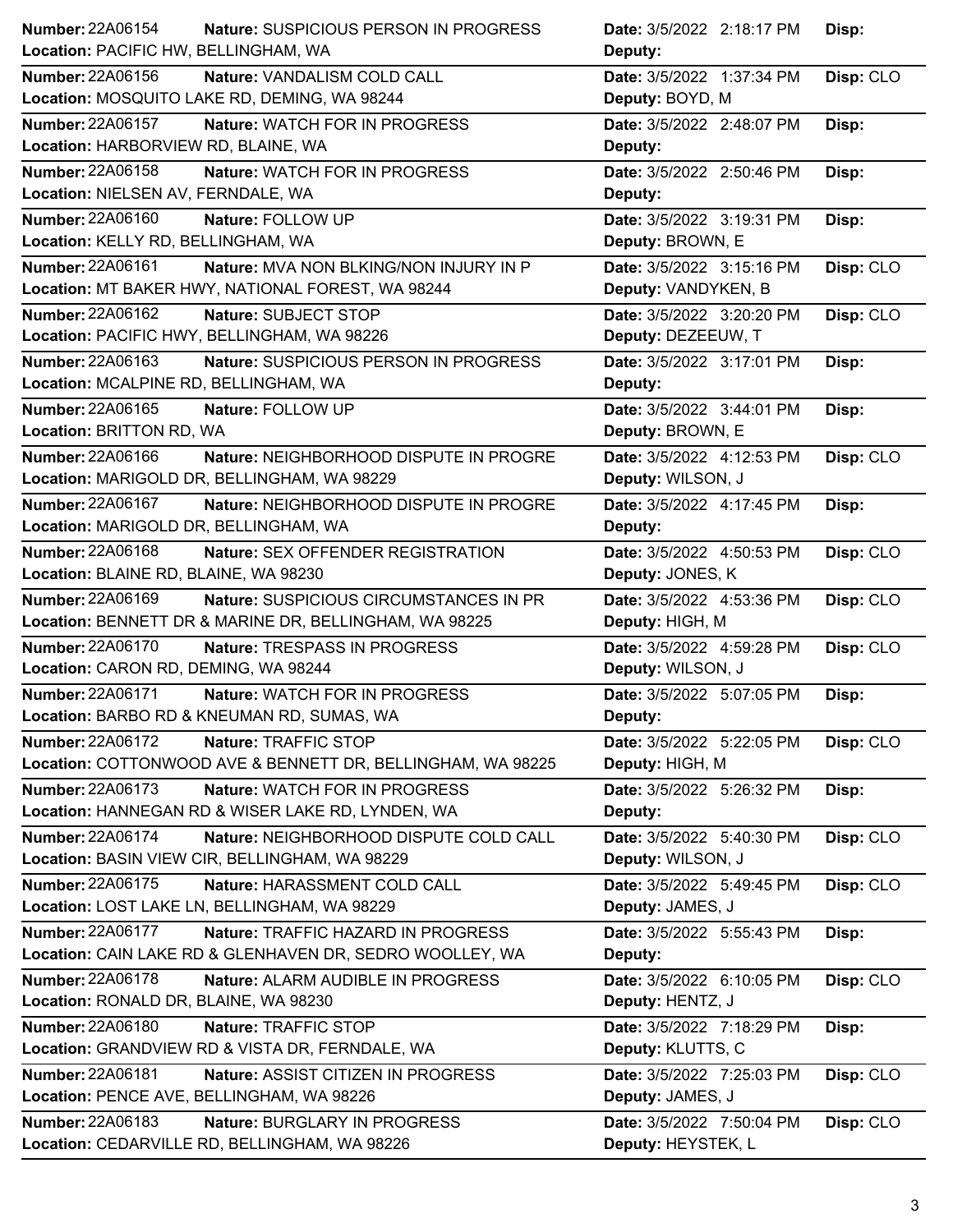| Number | Nature | Location | Date | Deputy | Disp |
|---|---|---|---|---|---|
| 22A06154 | SUSPICIOUS PERSON IN PROGRESS | PACIFIC HW, BELLINGHAM, WA | 3/5/2022 2:18:17 PM | | |
| 22A06156 | VANDALISM COLD CALL | MOSQUITO LAKE RD, DEMING, WA 98244 | 3/5/2022 1:37:34 PM | BOYD, M | CLO |
| 22A06157 | WATCH FOR IN PROGRESS | HARBORVIEW RD, BLAINE, WA | 3/5/2022 2:48:07 PM | | |
| 22A06158 | WATCH FOR IN PROGRESS | NIELSEN AV, FERNDALE, WA | 3/5/2022 2:50:46 PM | | |
| 22A06160 | FOLLOW UP | KELLY RD, BELLINGHAM, WA | 3/5/2022 3:19:31 PM | BROWN, E | |
| 22A06161 | MVA NON BLKING/NON INJURY IN P | MT BAKER HWY, NATIONAL FOREST, WA 98244 | 3/5/2022 3:15:16 PM | VANDYKEN, B | CLO |
| 22A06162 | SUBJECT STOP | PACIFIC HWY, BELLINGHAM, WA 98226 | 3/5/2022 3:20:20 PM | DEZEEUW, T | CLO |
| 22A06163 | SUSPICIOUS PERSON IN PROGRESS | MCALPINE RD, BELLINGHAM, WA | 3/5/2022 3:17:01 PM | | |
| 22A06165 | FOLLOW UP | BRITTON RD, WA | 3/5/2022 3:44:01 PM | BROWN, E | |
| 22A06166 | NEIGHBORHOOD DISPUTE IN PROGRE | MARIGOLD DR, BELLINGHAM, WA 98229 | 3/5/2022 4:12:53 PM | WILSON, J | CLO |
| 22A06167 | NEIGHBORHOOD DISPUTE IN PROGRE | MARIGOLD DR, BELLINGHAM, WA | 3/5/2022 4:17:45 PM | | |
| 22A06168 | SEX OFFENDER REGISTRATION | BLAINE RD, BLAINE, WA 98230 | 3/5/2022 4:50:53 PM | JONES, K | CLO |
| 22A06169 | SUSPICIOUS CIRCUMSTANCES IN PR | BENNETT DR & MARINE DR, BELLINGHAM, WA 98225 | 3/5/2022 4:53:36 PM | HIGH, M | CLO |
| 22A06170 | TRESPASS IN PROGRESS | CARON RD, DEMING, WA 98244 | 3/5/2022 4:59:28 PM | WILSON, J | CLO |
| 22A06171 | WATCH FOR IN PROGRESS | BARBO RD & KNEUMAN RD, SUMAS, WA | 3/5/2022 5:07:05 PM | | |
| 22A06172 | TRAFFIC STOP | COTTONWOOD AVE & BENNETT DR, BELLINGHAM, WA 98225 | 3/5/2022 5:22:05 PM | HIGH, M | CLO |
| 22A06173 | WATCH FOR IN PROGRESS | HANNEGAN RD & WISER LAKE RD, LYNDEN, WA | 3/5/2022 5:26:32 PM | | |
| 22A06174 | NEIGHBORHOOD DISPUTE COLD CALL | BASIN VIEW CIR, BELLINGHAM, WA 98229 | 3/5/2022 5:40:30 PM | WILSON, J | CLO |
| 22A06175 | HARASSMENT COLD CALL | LOST LAKE LN, BELLINGHAM, WA 98229 | 3/5/2022 5:49:45 PM | JAMES, J | CLO |
| 22A06177 | TRAFFIC HAZARD IN PROGRESS | CAIN LAKE RD & GLENHAVEN DR, SEDRO WOOLLEY, WA | 3/5/2022 5:55:43 PM | | |
| 22A06178 | ALARM AUDIBLE IN PROGRESS | RONALD DR, BLAINE, WA 98230 | 3/5/2022 6:10:05 PM | HENTZ, J | CLO |
| 22A06180 | TRAFFIC STOP | GRANDVIEW RD & VISTA DR, FERNDALE, WA | 3/5/2022 7:18:29 PM | KLUTTS, C | |
| 22A06181 | ASSIST CITIZEN IN PROGRESS | PENCE AVE, BELLINGHAM, WA 98226 | 3/5/2022 7:25:03 PM | JAMES, J | CLO |
| 22A06183 | BURGLARY IN PROGRESS | CEDARVILLE RD, BELLINGHAM, WA 98226 | 3/5/2022 7:50:04 PM | HEYSTEK, L | CLO |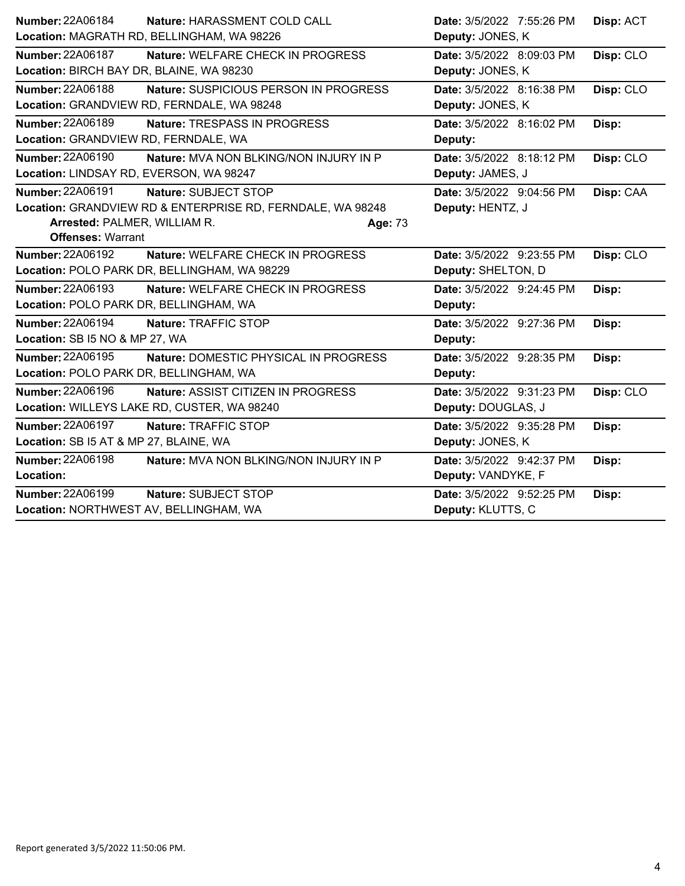**Number:** 22A06184 **Nature:** HARASSMENT COLD CALL **Date:** 3/5/2022 7:55:26 PM **Disp:** ACT
**Location:** MAGRATH RD, BELLINGHAM, WA 98226 **Deputy:** JONES, K

---

**Number:** 22A06187 **Nature:** WELFARE CHECK IN PROGRESS **Date:** 3/5/2022 8:09:03 PM **Disp:** CLO
**Location:** BIRCH BAY DR, BLAINE, WA 98230 **Deputy:** JONES, K

---

**Number:** 22A06188 **Nature:** SUSPICIOUS PERSON IN PROGRESS **Date:** 3/5/2022 8:16:38 PM **Disp:** CLO
**Location:** GRANDVIEW RD, FERNDALE, WA 98248 **Deputy:** JONES, K

---

**Number:** 22A06189 **Nature:** TRESPASS IN PROGRESS **Date:** 3/5/2022 8:16:02 PM **Disp:**
**Location:** GRANDVIEW RD, FERNDALE, WA **Deputy:**

---

**Number:** 22A06190 **Nature:** MVA NON BLKING/NON INJURY IN P **Date:** 3/5/2022 8:18:12 PM **Disp:** CLO
**Location:** LINDSAY RD, EVERSON, WA 98247 **Deputy:** JAMES, J

---

**Number:** 22A06191 **Nature:** SUBJECT STOP **Date:** 3/5/2022 9:04:56 PM **Disp:** CAA
**Location:** GRANDVIEW RD & ENTERPRISE RD, FERNDALE, WA 98248 **Deputy:** HENTZ, J
**Arrested:** PALMER, WILLIAM R. **Age:** 73
**Offenses:** Warrant

---

**Number:** 22A06192 **Nature:** WELFARE CHECK IN PROGRESS **Date:** 3/5/2022 9:23:55 PM **Disp:** CLO
**Location:** POLO PARK DR, BELLINGHAM, WA 98229 **Deputy:** SHELTON, D

---

**Number:** 22A06193 **Nature:** WELFARE CHECK IN PROGRESS **Date:** 3/5/2022 9:24:45 PM **Disp:**
**Location:** POLO PARK DR, BELLINGHAM, WA **Deputy:**

---

**Number:** 22A06194 **Nature:** TRAFFIC STOP **Date:** 3/5/2022 9:27:36 PM **Disp:**
**Location:** SB I5 NO & MP 27, WA **Deputy:**

---

**Number:** 22A06195 **Nature:** DOMESTIC PHYSICAL IN PROGRESS **Date:** 3/5/2022 9:28:35 PM **Disp:**
**Location:** POLO PARK DR, BELLINGHAM, WA **Deputy:**

---

**Number:** 22A06196 **Nature:** ASSIST CITIZEN IN PROGRESS **Date:** 3/5/2022 9:31:23 PM **Disp:** CLO
**Location:** WILLEYS LAKE RD, CUSTER, WA 98240 **Deputy:** DOUGLAS, J

---

**Number:** 22A06197 **Nature:** TRAFFIC STOP **Date:** 3/5/2022 9:35:28 PM **Disp:**
**Location:** SB I5 AT & MP 27, BLAINE, WA **Deputy:** JONES, K

---

**Number:** 22A06198 **Nature:** MVA NON BLKING/NON INJURY IN P **Date:** 3/5/2022 9:42:37 PM **Disp:**
**Location:** **Deputy:** VANDYKE, F

---

**Number:** 22A06199 **Nature:** SUBJECT STOP **Date:** 3/5/2022 9:52:25 PM **Disp:**
**Location:** NORTHWEST AV, BELLINGHAM, WA **Deputy:** KLUTTS, C

---

Report generated 3/5/2022 11:50:06 PM.